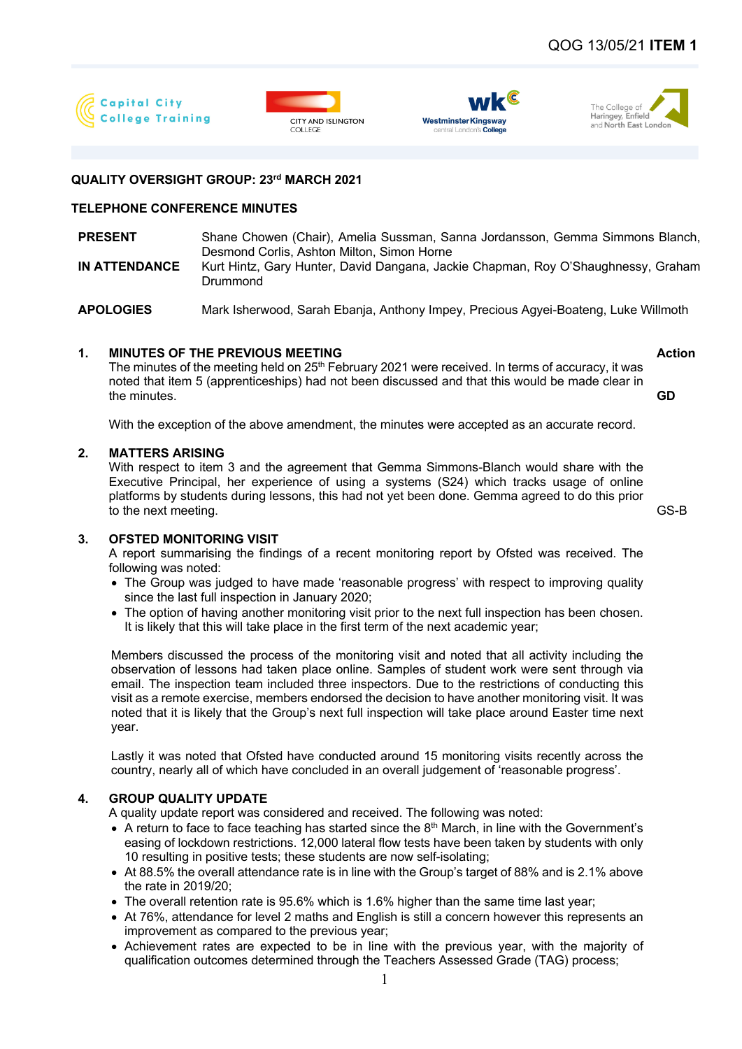QOG 13/05/21 **ITEM 1**

Capital City College Training | City and Islington College | Westminster Kingsway central London's College | The College of Haringey, Enfield and North East London

**QUALITY OVERSIGHT GROUP: 23rd MARCH 2021**

**TELEPHONE CONFERENCE MINUTES**

| | |
|---|---|
| **PRESENT** | Shane Chowen (Chair), Amelia Sussman, Sanna Jordansson, Gemma Simmons Blanch, Desmond Corlis, Ashton Milton, Simon Horne |
| **IN ATTENDANCE** | Kurt Hintz, Gary Hunter, David Dangana, Jackie Chapman, Roy O'Shaughnessy, Graham Drummond |
| **APOLOGIES** | Mark Isherwood, Sarah Ebanja, Anthony Impey, Precious Agyei-Boateng, Luke Willmoth |

**1. MINUTES OF THE PREVIOUS MEETING** — **Action**

The minutes of the meeting held on 25th February 2021 were received. In terms of accuracy, it was noted that item 5 (apprenticeships) had not been discussed and that this would be made clear in the minutes. — **GD**

With the exception of the above amendment, the minutes were accepted as an accurate record.

**2. MATTERS ARISING**

With respect to item 3 and the agreement that Gemma Simmons-Blanch would share with the Executive Principal, her experience of using a systems (S24) which tracks usage of online platforms by students during lessons, this had not yet been done. Gemma agreed to do this prior to the next meeting. — GS-B

**3. OFSTED MONITORING VISIT**

A report summarising the findings of a recent monitoring report by Ofsted was received. The following was noted:

- The Group was judged to have made 'reasonable progress' with respect to improving quality since the last full inspection in January 2020;
- The option of having another monitoring visit prior to the next full inspection has been chosen. It is likely that this will take place in the first term of the next academic year;

Members discussed the process of the monitoring visit and noted that all activity including the observation of lessons had taken place online. Samples of student work were sent through via email. The inspection team included three inspectors. Due to the restrictions of conducting this visit as a remote exercise, members endorsed the decision to have another monitoring visit. It was noted that it is likely that the Group's next full inspection will take place around Easter time next year.

Lastly it was noted that Ofsted have conducted around 15 monitoring visits recently across the country, nearly all of which have concluded in an overall judgement of 'reasonable progress'.

**4. GROUP QUALITY UPDATE**

A quality update report was considered and received. The following was noted:

- A return to face to face teaching has started since the 8th March, in line with the Government's easing of lockdown restrictions. 12,000 lateral flow tests have been taken by students with only 10 resulting in positive tests; these students are now self-isolating;
- At 88.5% the overall attendance rate is in line with the Group's target of 88% and is 2.1% above the rate in 2019/20;
- The overall retention rate is 95.6% which is 1.6% higher than the same time last year;
- At 76%, attendance for level 2 maths and English is still a concern however this represents an improvement as compared to the previous year;
- Achievement rates are expected to be in line with the previous year, with the majority of qualification outcomes determined through the Teachers Assessed Grade (TAG) process;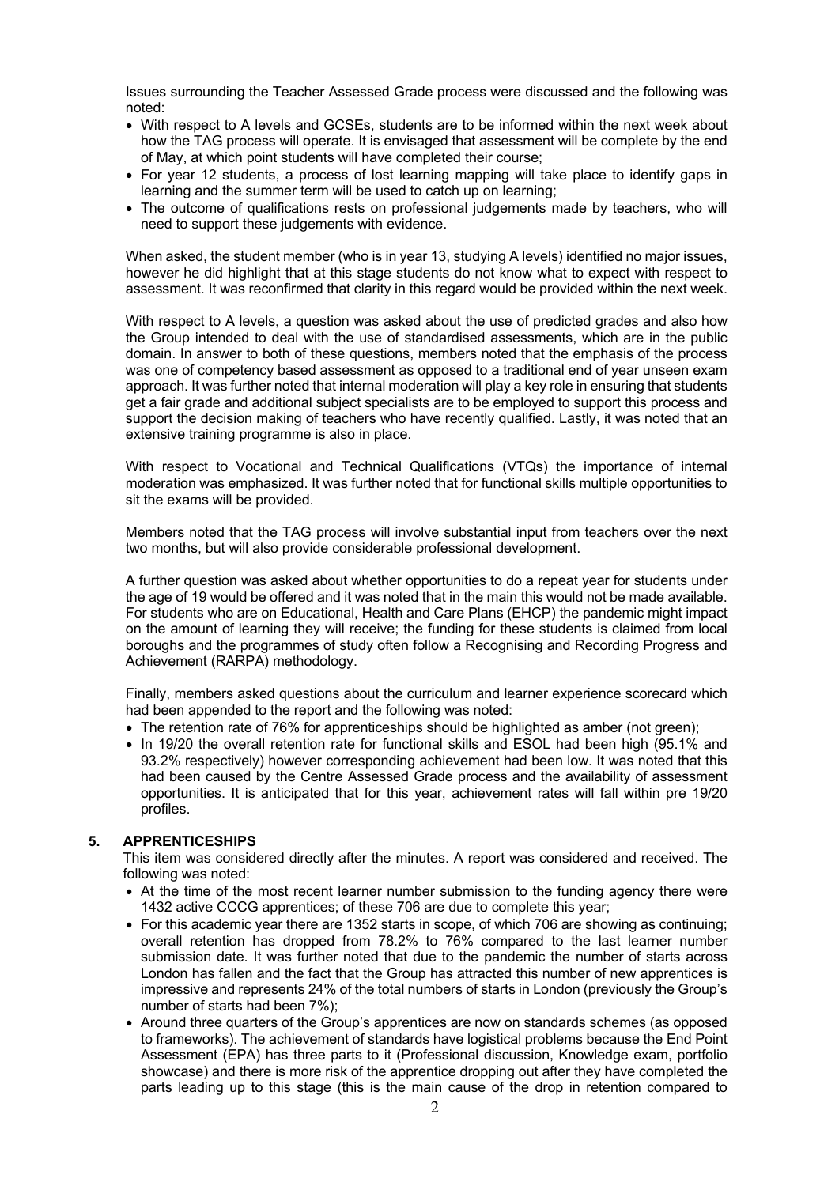Issues surrounding the Teacher Assessed Grade process were discussed and the following was noted:

- With respect to A levels and GCSEs, students are to be informed within the next week about how the TAG process will operate. It is envisaged that assessment will be complete by the end of May, at which point students will have completed their course;
- For year 12 students, a process of lost learning mapping will take place to identify gaps in learning and the summer term will be used to catch up on learning;
- The outcome of qualifications rests on professional judgements made by teachers, who will need to support these judgements with evidence.

When asked, the student member (who is in year 13, studying A levels) identified no major issues, however he did highlight that at this stage students do not know what to expect with respect to assessment. It was reconfirmed that clarity in this regard would be provided within the next week.

With respect to A levels, a question was asked about the use of predicted grades and also how the Group intended to deal with the use of standardised assessments, which are in the public domain. In answer to both of these questions, members noted that the emphasis of the process was one of competency based assessment as opposed to a traditional end of year unseen exam approach. It was further noted that internal moderation will play a key role in ensuring that students get a fair grade and additional subject specialists are to be employed to support this process and support the decision making of teachers who have recently qualified. Lastly, it was noted that an extensive training programme is also in place.

With respect to Vocational and Technical Qualifications (VTQs) the importance of internal moderation was emphasized. It was further noted that for functional skills multiple opportunities to sit the exams will be provided.

Members noted that the TAG process will involve substantial input from teachers over the next two months, but will also provide considerable professional development.

A further question was asked about whether opportunities to do a repeat year for students under the age of 19 would be offered and it was noted that in the main this would not be made available. For students who are on Educational, Health and Care Plans (EHCP) the pandemic might impact on the amount of learning they will receive; the funding for these students is claimed from local boroughs and the programmes of study often follow a Recognising and Recording Progress and Achievement (RARPA) methodology.

Finally, members asked questions about the curriculum and learner experience scorecard which had been appended to the report and the following was noted:

- The retention rate of 76% for apprenticeships should be highlighted as amber (not green);
- In 19/20 the overall retention rate for functional skills and ESOL had been high (95.1% and 93.2% respectively) however corresponding achievement had been low. It was noted that this had been caused by the Centre Assessed Grade process and the availability of assessment opportunities. It is anticipated that for this year, achievement rates will fall within pre 19/20 profiles.

## 5. APPRENTICESHIPS

This item was considered directly after the minutes. A report was considered and received. The following was noted:

- At the time of the most recent learner number submission to the funding agency there were 1432 active CCCG apprentices; of these 706 are due to complete this year;
- For this academic year there are 1352 starts in scope, of which 706 are showing as continuing; overall retention has dropped from 78.2% to 76% compared to the last learner number submission date. It was further noted that due to the pandemic the number of starts across London has fallen and the fact that the Group has attracted this number of new apprentices is impressive and represents 24% of the total numbers of starts in London (previously the Group's number of starts had been 7%);
- Around three quarters of the Group's apprentices are now on standards schemes (as opposed to frameworks). The achievement of standards have logistical problems because the End Point Assessment (EPA) has three parts to it (Professional discussion, Knowledge exam, portfolio showcase) and there is more risk of the apprentice dropping out after they have completed the parts leading up to this stage (this is the main cause of the drop in retention compared to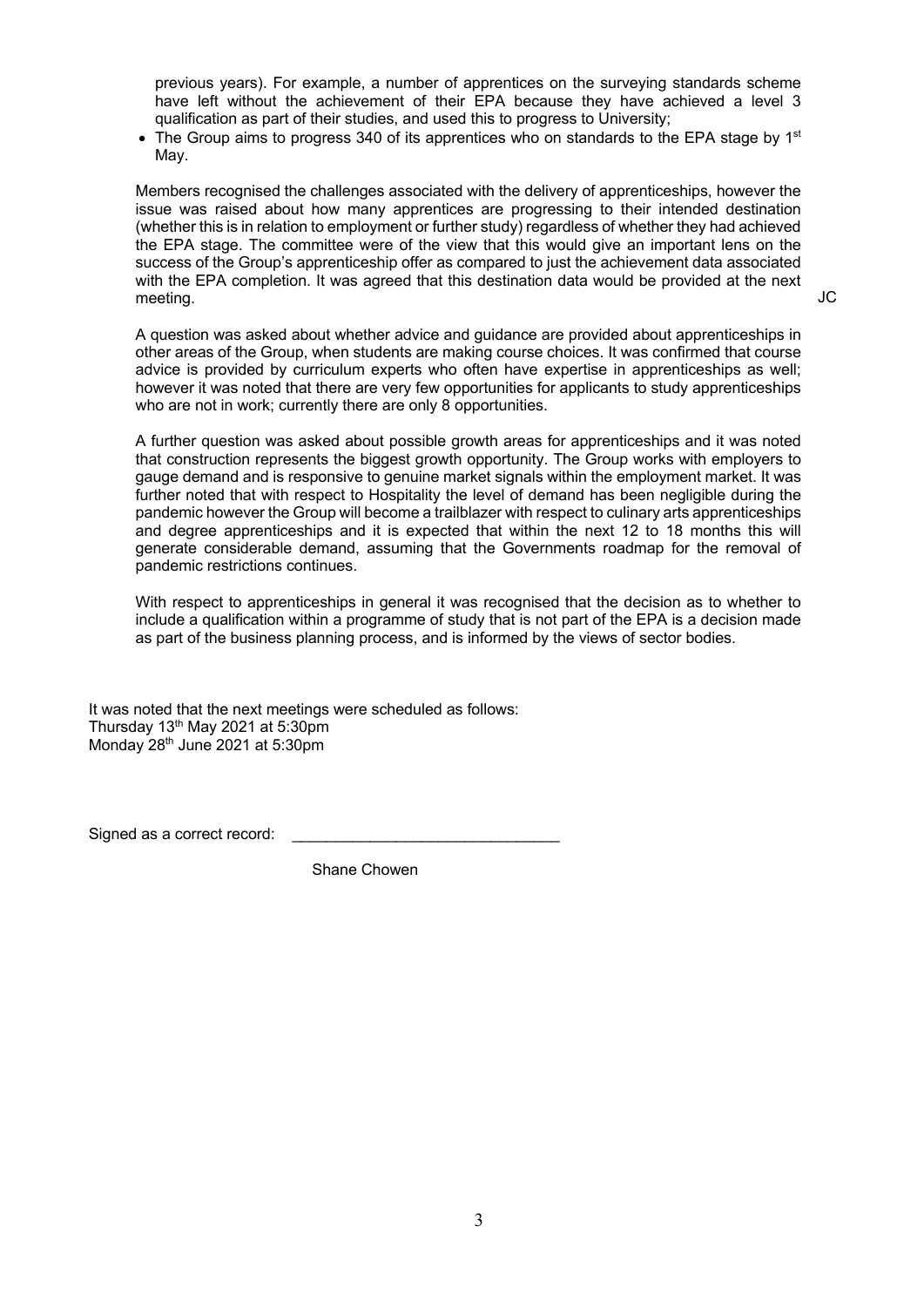previous years). For example, a number of apprentices on the surveying standards scheme have left without the achievement of their EPA because they have achieved a level 3 qualification as part of their studies, and used this to progress to University;

- The Group aims to progress 340 of its apprentices who on standards to the EPA stage by 1st May.

Members recognised the challenges associated with the delivery of apprenticeships, however the issue was raised about how many apprentices are progressing to their intended destination (whether this is in relation to employment or further study) regardless of whether they had achieved the EPA stage. The committee were of the view that this would give an important lens on the success of the Group's apprenticeship offer as compared to just the achievement data associated with the EPA completion. It was agreed that this destination data would be provided at the next meeting. JC

A question was asked about whether advice and guidance are provided about apprenticeships in other areas of the Group, when students are making course choices. It was confirmed that course advice is provided by curriculum experts who often have expertise in apprenticeships as well; however it was noted that there are very few opportunities for applicants to study apprenticeships who are not in work; currently there are only 8 opportunities.

A further question was asked about possible growth areas for apprenticeships and it was noted that construction represents the biggest growth opportunity. The Group works with employers to gauge demand and is responsive to genuine market signals within the employment market. It was further noted that with respect to Hospitality the level of demand has been negligible during the pandemic however the Group will become a trailblazer with respect to culinary arts apprenticeships and degree apprenticeships and it is expected that within the next 12 to 18 months this will generate considerable demand, assuming that the Governments roadmap for the removal of pandemic restrictions continues.

With respect to apprenticeships in general it was recognised that the decision as to whether to include a qualification within a programme of study that is not part of the EPA is a decision made as part of the business planning process, and is informed by the views of sector bodies.

It was noted that the next meetings were scheduled as follows:
Thursday 13th May 2021 at 5:30pm
Monday 28th June 2021 at 5:30pm

Signed as a correct record: _______________________________

Shane Chowen